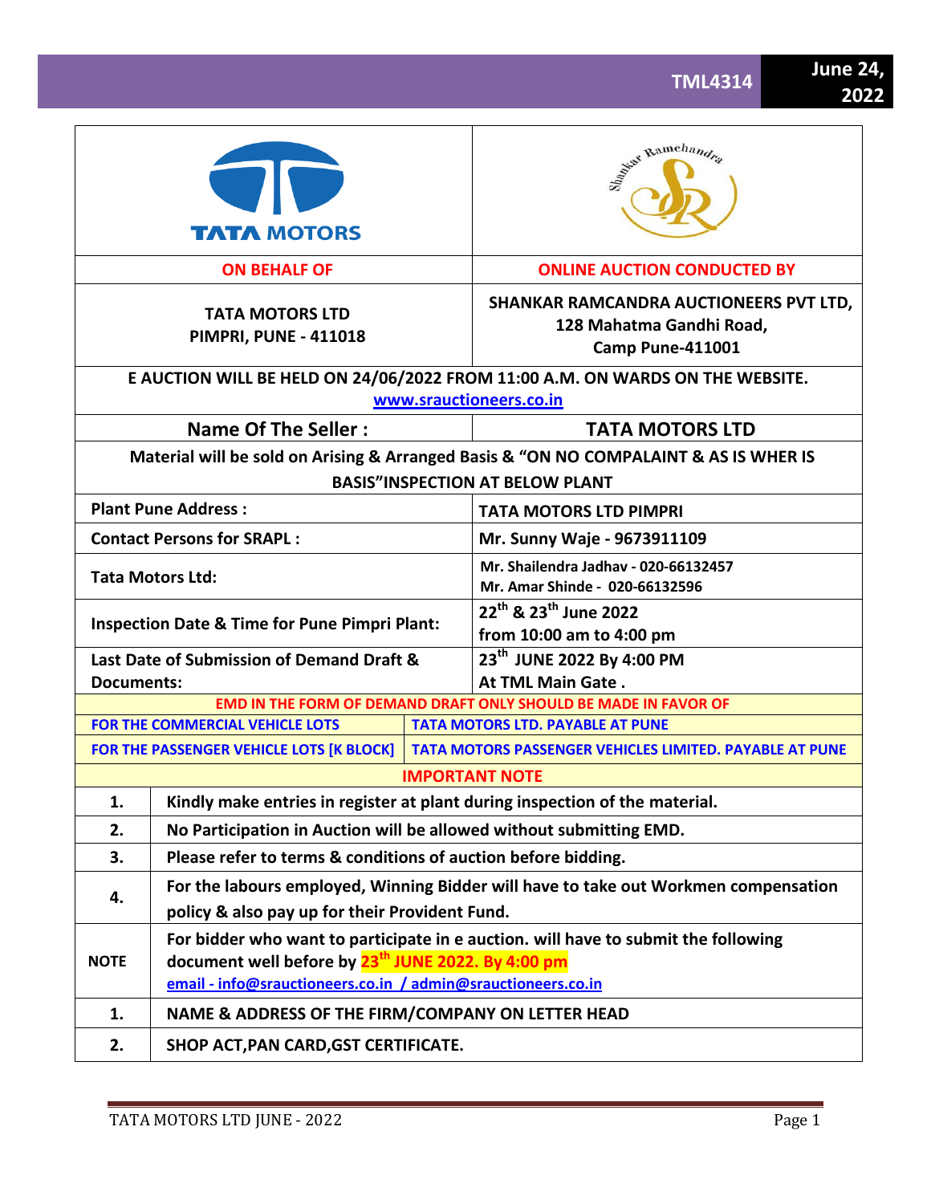**TML4314** | **June 24, 2022**

| TATA MOTORS | Shankar Ramchandra |
|---|---|
| **ON BEHALF OF** | **ONLINE AUCTION CONDUCTED BY** |
| **TATA MOTORS LTD**<br>**PIMPRI, PUNE - 411018** | **SHANKAR RAMCANDRA AUCTIONEERS PVT LTD,**<br>**128 Mahatma Gandhi Road,**<br>**Camp Pune-411001** |

**E AUCTION WILL BE HELD ON 24/06/2022 FROM 11:00 A.M. ON WARDS ON THE WEBSITE.**
**www.srauctioneers.co.in**

| **Name Of The Seller :** | **TATA MOTORS LTD** |
|---|---|
| **Material will be sold on Arising & Arranged Basis & "ON NO COMPALAINT & AS IS WHER IS BASIS"INSPECTION AT BELOW PLANT** | |
| **Plant Pune Address :** | **TATA MOTORS LTD PIMPRI** |
| **Contact Persons for SRAPL :** | **Mr. Sunny Waje - 9673911109** |
| **Tata Motors Ltd:** | **Mr. Shailendra Jadhav - 020-66132457**<br>**Mr. Amar Shinde - 020-66132596** |
| **Inspection Date & Time for Pune Pimpri Plant:** | **22[th] & 23[th] June 2022**<br>**from 10:00 am to 4:00 pm** |
| **Last Date of Submission of Demand Draft & Documents:** | **23[th] JUNE 2022 By 4:00 PM**<br>**At TML Main Gate .** |

**EMD IN THE FORM OF DEMAND DRAFT ONLY SHOULD BE MADE IN FAVOR OF**

| | |
|---|---|
| **FOR THE COMMERCIAL VEHICLE LOTS** | **TATA MOTORS LTD. PAYABLE AT PUNE** |
| **FOR THE PASSENGER VEHICLE LOTS [K BLOCK]** | **TATA MOTORS PASSENGER VEHICLES LIMITED. PAYABLE AT PUNE** |

**IMPORTANT NOTE**

| | |
|---|---|
| **1.** | **Kindly make entries in register at plant during inspection of the material.** |
| **2.** | **No Participation in Auction will be allowed without submitting EMD.** |
| **3.** | **Please refer to terms & conditions of auction before bidding.** |
| **4.** | **For the labours employed, Winning Bidder will have to take out Workmen compensation policy & also pay up for their Provident Fund.** |
| **NOTE** | **For bidder who want to participate in e auction. will have to submit the following document well before by 23[th] JUNE 2022. By 4:00 pm**<br>**email - info@srauctioneers.co.in / admin@srauctioneers.co.in** |
| **1.** | **NAME & ADDRESS OF THE FIRM/COMPANY ON LETTER HEAD** |
| **2.** | **SHOP ACT,PAN CARD,GST CERTIFICATE.** |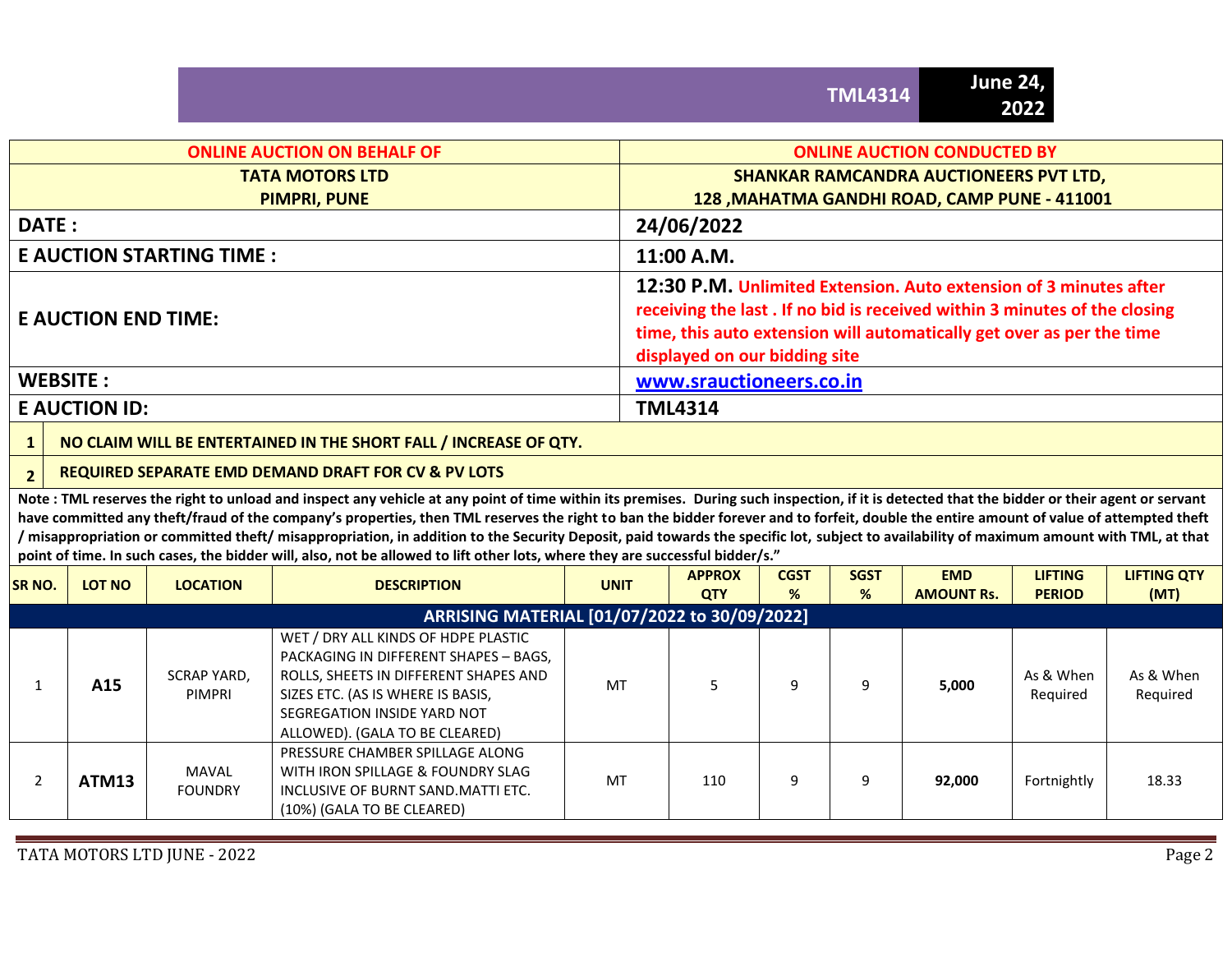**TML4314** **June 24, 2022**

| ONLINE AUCTION ON BEHALF OF | ONLINE AUCTION CONDUCTED BY |
|---|---|
| TATA MOTORS LTD<br>PIMPRI, PUNE | SHANKAR RAMCANDRA AUCTIONEERS PVT LTD,<br>128 ,MAHATMA GANDHI ROAD, CAMP PUNE - 411001 |
| DATE : | 24/06/2022 |
| E AUCTION STARTING TIME : | 11:00 A.M. |
| E AUCTION END TIME: | 12:30 P.M. Unlimited Extension. Auto extension of 3 minutes after receiving the last . If no bid is received within 3 minutes of the closing time, this auto extension will automatically get over as per the time displayed on our bidding site |
| WEBSITE : | www.srauctioneers.co.in |
| E AUCTION ID: | TML4314 |

1. **NO CLAIM WILL BE ENTERTAINED IN THE SHORT FALL / INCREASE OF QTY.**
2. **REQUIRED SEPARATE EMD DEMAND DRAFT FOR CV & PV LOTS**

**Note : TML reserves the right to unload and inspect any vehicle at any point of time within its premises. During such inspection, if it is detected that the bidder or their agent or servant have committed any theft/fraud of the company's properties, then TML reserves the right to ban the bidder forever and to forfeit, double the entire amount of value of attempted theft / misappropriation or committed theft/ misappropriation, in addition to the Security Deposit, paid towards the specific lot, subject to availability of maximum amount with TML, at that point of time. In such cases, the bidder will, also, not be allowed to lift other lots, where they are successful bidder/s."**

| SR NO. | LOT NO | LOCATION | DESCRIPTION | UNIT | APPROX QTY | CGST % | SGST % | EMD AMOUNT Rs. | LIFTING PERIOD | LIFTING QTY (MT) |
|---|---|---|---|---|---|---|---|---|---|---|
| **ARRISING MATERIAL [01/07/2022 to 30/09/2022]** | | | | | | | | | | |
| 1 | **A15** | SCRAP YARD, PIMPRI | WET / DRY ALL KINDS OF HDPE PLASTIC PACKAGING IN DIFFERENT SHAPES – BAGS, ROLLS, SHEETS IN DIFFERENT SHAPES AND SIZES ETC. (AS IS WHERE IS BASIS, SEGREGATION INSIDE YARD NOT ALLOWED). (GALA TO BE CLEARED) | MT | 5 | 9 | 9 | **5,000** | As & When Required | As & When Required |
| 2 | **ATM13** | MAVAL FOUNDRY | PRESSURE CHAMBER SPILLAGE ALONG WITH IRON SPILLAGE & FOUNDRY SLAG INCLUSIVE OF BURNT SAND.MATTI ETC. (10%) (GALA TO BE CLEARED) | MT | 110 | 9 | 9 | **92,000** | Fortnightly | 18.33 |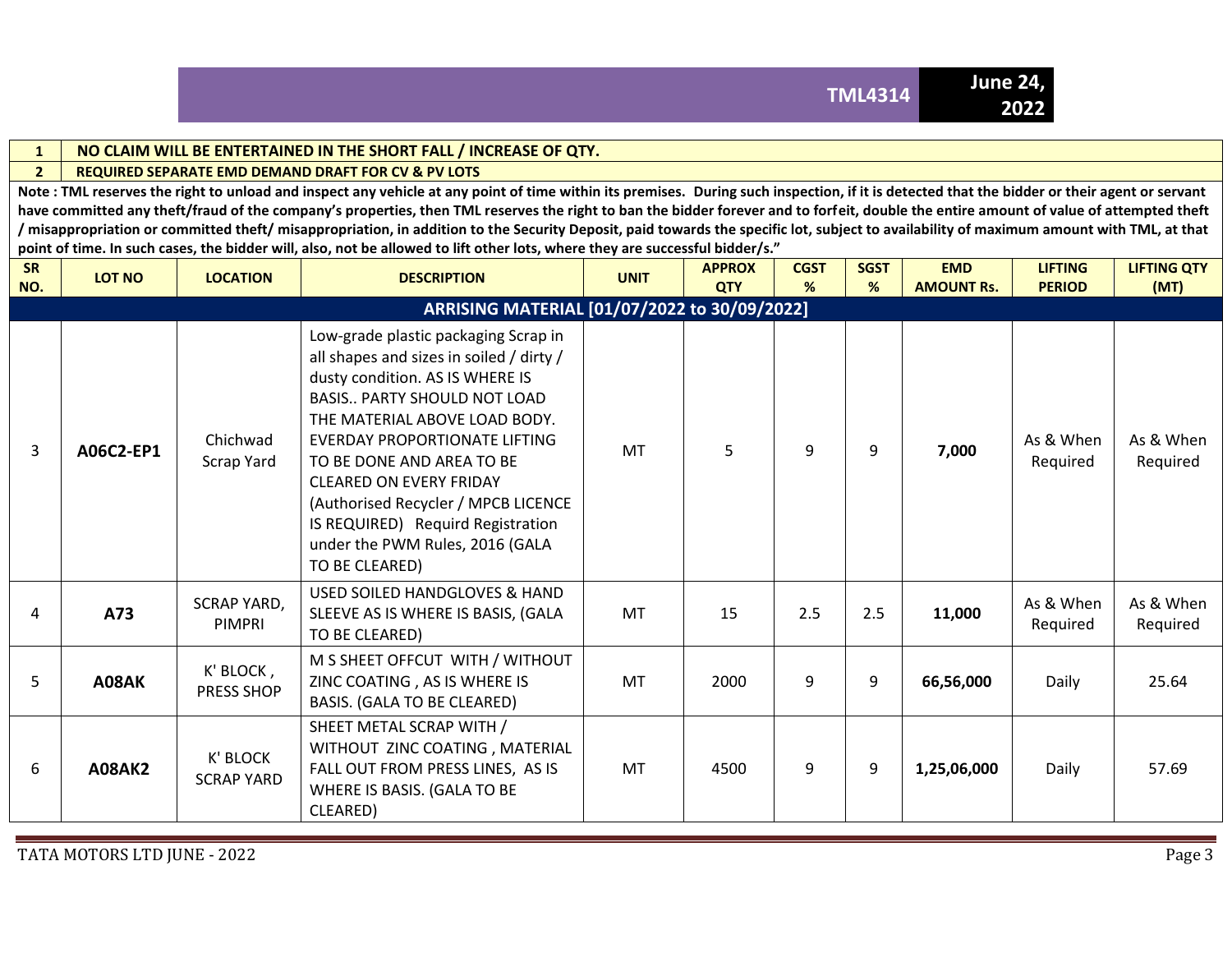TML4314 | June 24, 2022

| 1 | NO CLAIM WILL BE ENTERTAINED IN THE SHORT FALL / INCREASE OF QTY. |
|---|---|
| 2 | REQUIRED SEPARATE EMD DEMAND DRAFT FOR CV & PV LOTS |

**Note : TML reserves the right to unload and inspect any vehicle at any point of time within its premises. During such inspection, if it is detected that the bidder or their agent or servant have committed any theft/fraud of the company's properties, then TML reserves the right to ban the bidder forever and to forfeit, double the entire amount of value of attempted theft / misappropriation or committed theft/ misappropriation, in addition to the Security Deposit, paid towards the specific lot, subject to availability of maximum amount with TML, at that point of time. In such cases, the bidder will, also, not be allowed to lift other lots, where they are successful bidder/s."**

| SR NO. | LOT NO | LOCATION | DESCRIPTION | UNIT | APPROX QTY | CGST % | SGST % | EMD AMOUNT Rs. | LIFTING PERIOD | LIFTING QTY (MT) |
|---|---|---|---|---|---|---|---|---|---|---|
| **ARRISING MATERIAL [01/07/2022 to 30/09/2022]** | | | | | | | | | | |
| 3 | **A06C2-EP1** | Chichwad Scrap Yard | Low-grade plastic packaging Scrap in all shapes and sizes in soiled / dirty / dusty condition. AS IS WHERE IS BASIS.. PARTY SHOULD NOT LOAD THE MATERIAL ABOVE LOAD BODY. EVERDAY PROPORTIONATE LIFTING TO BE DONE AND AREA TO BE CLEARED ON EVERY FRIDAY (Authorised Recycler / MPCB LICENCE IS REQUIRED) Requird Registration under the PWM Rules, 2016 (GALA TO BE CLEARED) | MT | 5 | 9 | 9 | **7,000** | As & When Required | As & When Required |
| 4 | **A73** | SCRAP YARD, PIMPRI | USED SOILED HANDGLOVES & HAND SLEEVE AS IS WHERE IS BASIS, (GALA TO BE CLEARED) | MT | 15 | 2.5 | 2.5 | **11,000** | As & When Required | As & When Required |
| 5 | **A08AK** | K' BLOCK , PRESS SHOP | M S SHEET OFFCUT WITH / WITHOUT ZINC COATING , AS IS WHERE IS BASIS. (GALA TO BE CLEARED) | MT | 2000 | 9 | 9 | **66,56,000** | Daily | 25.64 |
| 6 | **A08AK2** | K' BLOCK SCRAP YARD | SHEET METAL SCRAP WITH / WITHOUT ZINC COATING , MATERIAL FALL OUT FROM PRESS LINES, AS IS WHERE IS BASIS. (GALA TO BE CLEARED) | MT | 4500 | 9 | 9 | **1,25,06,000** | Daily | 57.69 |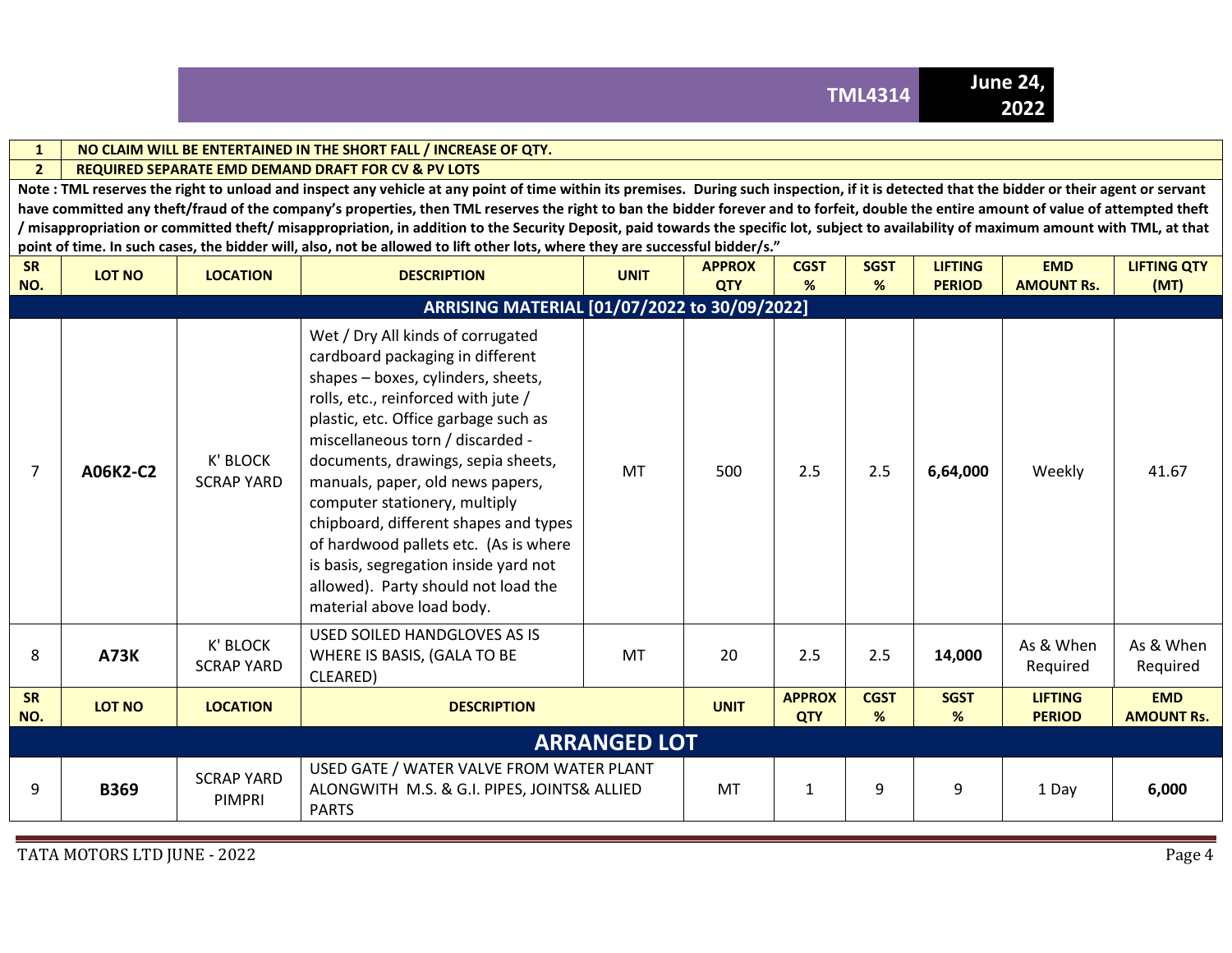| 1 | NO CLAIM WILL BE ENTERTAINED IN THE SHORT FALL / INCREASE OF QTY. |
|---|---|
| 2 | REQUIRED SEPARATE EMD DEMAND DRAFT FOR CV & PV LOTS |

**Note : TML reserves the right to unload and inspect any vehicle at any point of time within its premises. During such inspection, if it is detected that the bidder or their agent or servant have committed any theft/fraud of the company's properties, then TML reserves the right to ban the bidder forever and to forfeit, double the entire amount of value of attempted theft / misappropriation or committed theft/ misappropriation, in addition to the Security Deposit, paid towards the specific lot, subject to availability of maximum amount with TML, at that point of time. In such cases, the bidder will, also, not be allowed to lift other lots, where they are successful bidder/s."**

| SR NO. | LOT NO | LOCATION | DESCRIPTION | UNIT | APPROX QTY | CGST % | SGST % | LIFTING PERIOD | EMD AMOUNT Rs. | LIFTING QTY (MT) |
|---|---|---|---|---|---|---|---|---|---|---|
| **ARRISING MATERIAL [01/07/2022 to 30/09/2022]** | | | | | | | | | | |
| 7 | **A06K2-C2** | K' BLOCK SCRAP YARD | Wet / Dry All kinds of corrugated cardboard packaging in different shapes – boxes, cylinders, sheets, rolls, etc., reinforced with jute / plastic, etc. Office garbage such as miscellaneous torn / discarded - documents, drawings, sepia sheets, manuals, paper, old news papers, computer stationery, multiply chipboard, different shapes and types of hardwood pallets etc. (As is where is basis, segregation inside yard not allowed). Party should not load the material above load body. | MT | 500 | 2.5 | 2.5 | **6,64,000** | Weekly | 41.67 |
| 8 | **A73K** | K' BLOCK SCRAP YARD | USED SOILED HANDGLOVES AS IS WHERE IS BASIS, (GALA TO BE CLEARED) | MT | 20 | 2.5 | 2.5 | **14,000** | As & When Required | As & When Required |

| SR NO. | LOT NO | LOCATION | DESCRIPTION | UNIT | APPROX QTY | CGST % | SGST % | LIFTING PERIOD | EMD AMOUNT Rs. |
|---|---|---|---|---|---|---|---|---|---|
| **ARRANGED LOT** | | | | | | | | | |
| 9 | **B369** | SCRAP YARD PIMPRI | USED GATE / WATER VALVE FROM WATER PLANT ALONGWITH M.S. & G.I. PIPES, JOINTS& ALLIED PARTS | MT | 1 | 9 | 9 | 1 Day | **6,000** |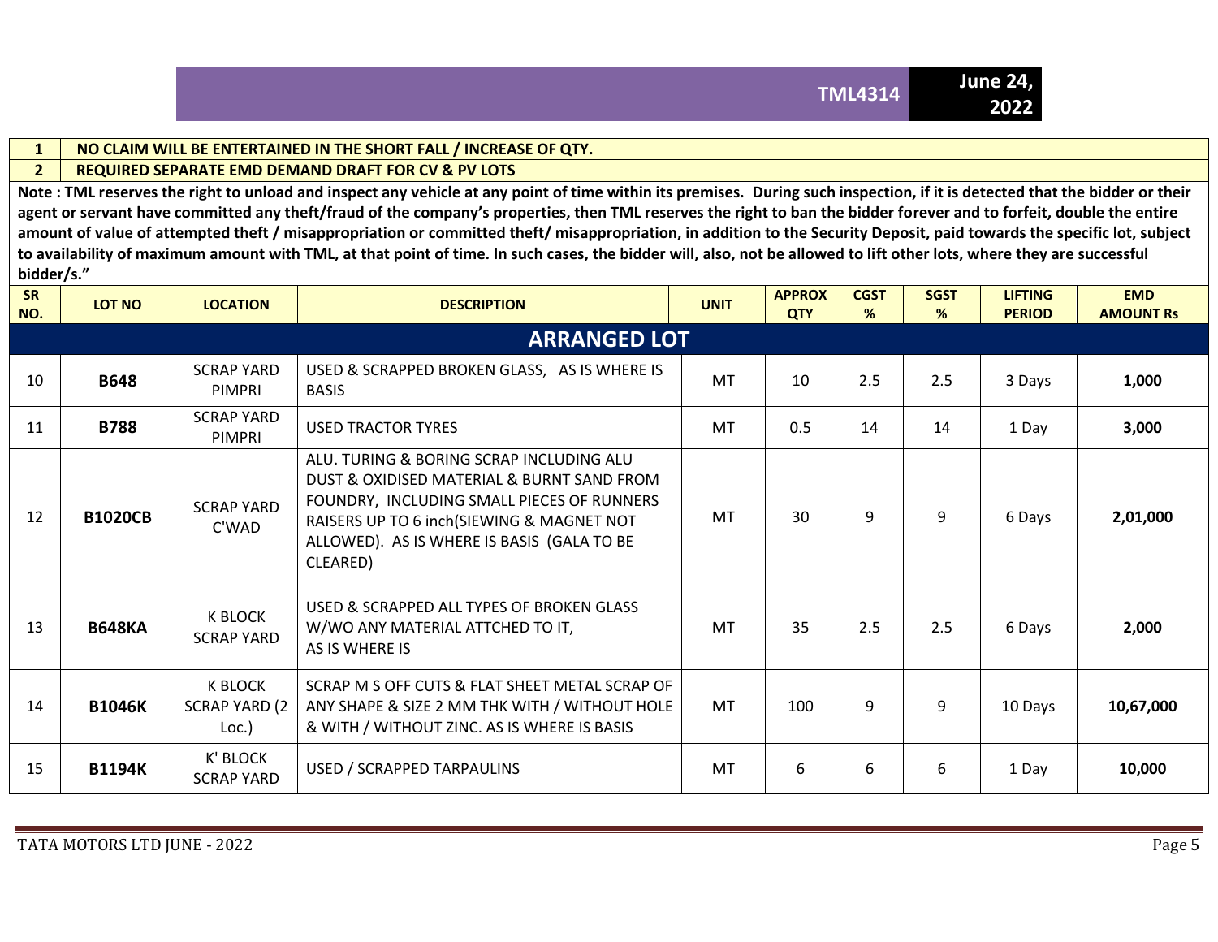| 1 | NO CLAIM WILL BE ENTERTAINED IN THE SHORT FALL / INCREASE OF QTY. |
|---|---|
| 2 | REQUIRED SEPARATE EMD DEMAND DRAFT FOR CV & PV LOTS |

**Note : TML reserves the right to unload and inspect any vehicle at any point of time within its premises. During such inspection, if it is detected that the bidder or their agent or servant have committed any theft/fraud of the company's properties, then TML reserves the right to ban the bidder forever and to forfeit, double the entire amount of value of attempted theft / misappropriation or committed theft/ misappropriation, in addition to the Security Deposit, paid towards the specific lot, subject to availability of maximum amount with TML, at that point of time. In such cases, the bidder will, also, not be allowed to lift other lots, where they are successful bidder/s."**

| SR NO. | LOT NO | LOCATION | DESCRIPTION | UNIT | APPROX QTY | CGST % | SGST % | LIFTING PERIOD | EMD AMOUNT Rs |
|---|---|---|---|---|---|---|---|---|---|
| **ARRANGED LOT** | | | | | | | | | |
| 10 | **B648** | SCRAP YARD PIMPRI | USED & SCRAPPED BROKEN GLASS, AS IS WHERE IS BASIS | MT | 10 | 2.5 | 2.5 | 3 Days | **1,000** |
| 11 | **B788** | SCRAP YARD PIMPRI | USED TRACTOR TYRES | MT | 0.5 | 14 | 14 | 1 Day | **3,000** |
| 12 | **B1020CB** | SCRAP YARD C'WAD | ALU. TURING & BORING SCRAP INCLUDING ALU DUST & OXIDISED MATERIAL & BURNT SAND FROM FOUNDRY, INCLUDING SMALL PIECES OF RUNNERS RAISERS UP TO 6 inch(SIEWING & MAGNET NOT ALLOWED). AS IS WHERE IS BASIS (GALA TO BE CLEARED) | MT | 30 | 9 | 9 | 6 Days | **2,01,000** |
| 13 | **B648KA** | K BLOCK SCRAP YARD | USED & SCRAPPED ALL TYPES OF BROKEN GLASS W/WO ANY MATERIAL ATTCHED TO IT, AS IS WHERE IS | MT | 35 | 2.5 | 2.5 | 6 Days | **2,000** |
| 14 | **B1046K** | K BLOCK SCRAP YARD (2 Loc.) | SCRAP M S OFF CUTS & FLAT SHEET METAL SCRAP OF ANY SHAPE & SIZE 2 MM THK WITH / WITHOUT HOLE & WITH / WITHOUT ZINC. AS IS WHERE IS BASIS | MT | 100 | 9 | 9 | 10 Days | **10,67,000** |
| 15 | **B1194K** | K' BLOCK SCRAP YARD | USED / SCRAPPED TARPAULINS | MT | 6 | 6 | 6 | 1 Day | **10,000** |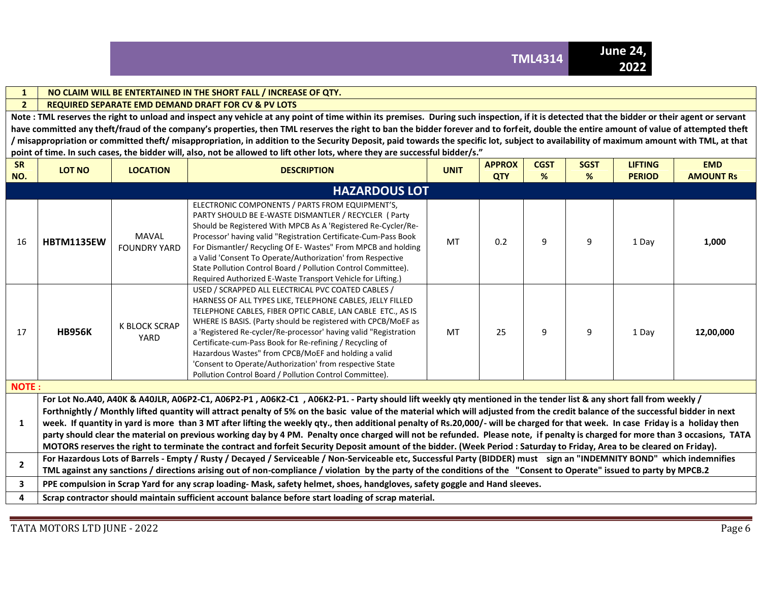**TML4314** **June 24, 2022**

| | |
|---|---|
| **1** | **NO CLAIM WILL BE ENTERTAINED IN THE SHORT FALL / INCREASE OF QTY.** |
| **2** | **REQUIRED SEPARATE EMD DEMAND DRAFT FOR CV & PV LOTS** |

**Note : TML reserves the right to unload and inspect any vehicle at any point of time within its premises. During such inspection, if it is detected that the bidder or their agent or servant have committed any theft/fraud of the company's properties, then TML reserves the right to ban the bidder forever and to forfeit, double the entire amount of value of attempted theft / misappropriation or committed theft/ misappropriation, in addition to the Security Deposit, paid towards the specific lot, subject to availability of maximum amount with TML, at that point of time. In such cases, the bidder will, also, not be allowed to lift other lots, where they are successful bidder/s."**

| SR NO. | LOT NO | LOCATION | DESCRIPTION | UNIT | APPROX QTY | CGST % | SGST % | LIFTING PERIOD | EMD AMOUNT Rs |
|---|---|---|---|---|---|---|---|---|---|
| **HAZARDOUS LOT** | | | | | | | | | |
| 16 | **HBTM1135EW** | MAVAL FOUNDRY YARD | ELECTRONIC COMPONENTS / PARTS FROM EQUIPMENT'S, PARTY SHOULD BE E-WASTE DISMANTLER / RECYCLER ( Party Should be Registered With MPCB As A 'Registered Re-Cycler/Re-Processor' having valid "Registration Certificate-Cum-Pass Book For Dismantler/ Recycling Of E- Wastes" From MPCB and holding a Valid 'Consent To Operate/Authorization' from Respective State Pollution Control Board / Pollution Control Committee). Required Authorized E-Waste Transport Vehicle for Lifting.) | MT | 0.2 | 9 | 9 | 1 Day | **1,000** |
| 17 | **HB956K** | K BLOCK SCRAP YARD | USED / SCRAPPED ALL ELECTRICAL PVC COATED CABLES / HARNESS OF ALL TYPES LIKE, TELEPHONE CABLES, JELLY FILLED TELEPHONE CABLES, FIBER OPTIC CABLE, LAN CABLE ETC., AS IS WHERE IS BASIS. (Party should be registered with CPCB/MoEF as a 'Registered Re-cycler/Re-processor' having valid "Registration Certificate-cum-Pass Book for Re-refining / Recycling of Hazardous Wastes" from CPCB/MoEF and holding a valid 'Consent to Operate/Authorization' from respective State Pollution Control Board / Pollution Control Committee). | MT | 25 | 9 | 9 | 1 Day | **12,00,000** |

**NOTE :**

| | |
|---|---|
| **1** | **For Lot No.A40, A40K & A40JLR, A06P2-C1, A06P2-P1 , A06K2-C1 , A06K2-P1. - Party should lift weekly qty mentioned in the tender list & any short fall from weekly / Forthnightly / Monthly lifted quantity will attract penalty of 5% on the basic value of the material which will adjusted from the credit balance of the successful bidder in next week. If quantity in yard is more than 3 MT after lifting the weekly qty., then additional penalty of Rs.20,000/- will be charged for that week. In case Friday is a holiday then party should clear the material on previous working day by 4 PM. Penalty once charged will not be refunded. Please note, if penalty is charged for more than 3 occasions, TATA MOTORS reserves the right to terminate the contract and forfeit Security Deposit amount of the bidder. (Week Period : Saturday to Friday, Area to be cleared on Friday).** |
| **2** | **For Hazardous Lots of Barrels - Empty / Rusty / Decayed / Serviceable / Non-Serviceable etc, Successful Party (BIDDER) must sign an "INDEMNITY BOND" which indemnifies TML against any sanctions / directions arising out of non-compliance / violation by the party of the conditions of the "Consent to Operate" issued to party by MPCB.2** |
| **3** | **PPE compulsion in Scrap Yard for any scrap loading- Mask, safety helmet, shoes, handgloves, safety goggle and Hand sleeves.** |
| **4** | **Scrap contractor should maintain sufficient account balance before start loading of scrap material.** |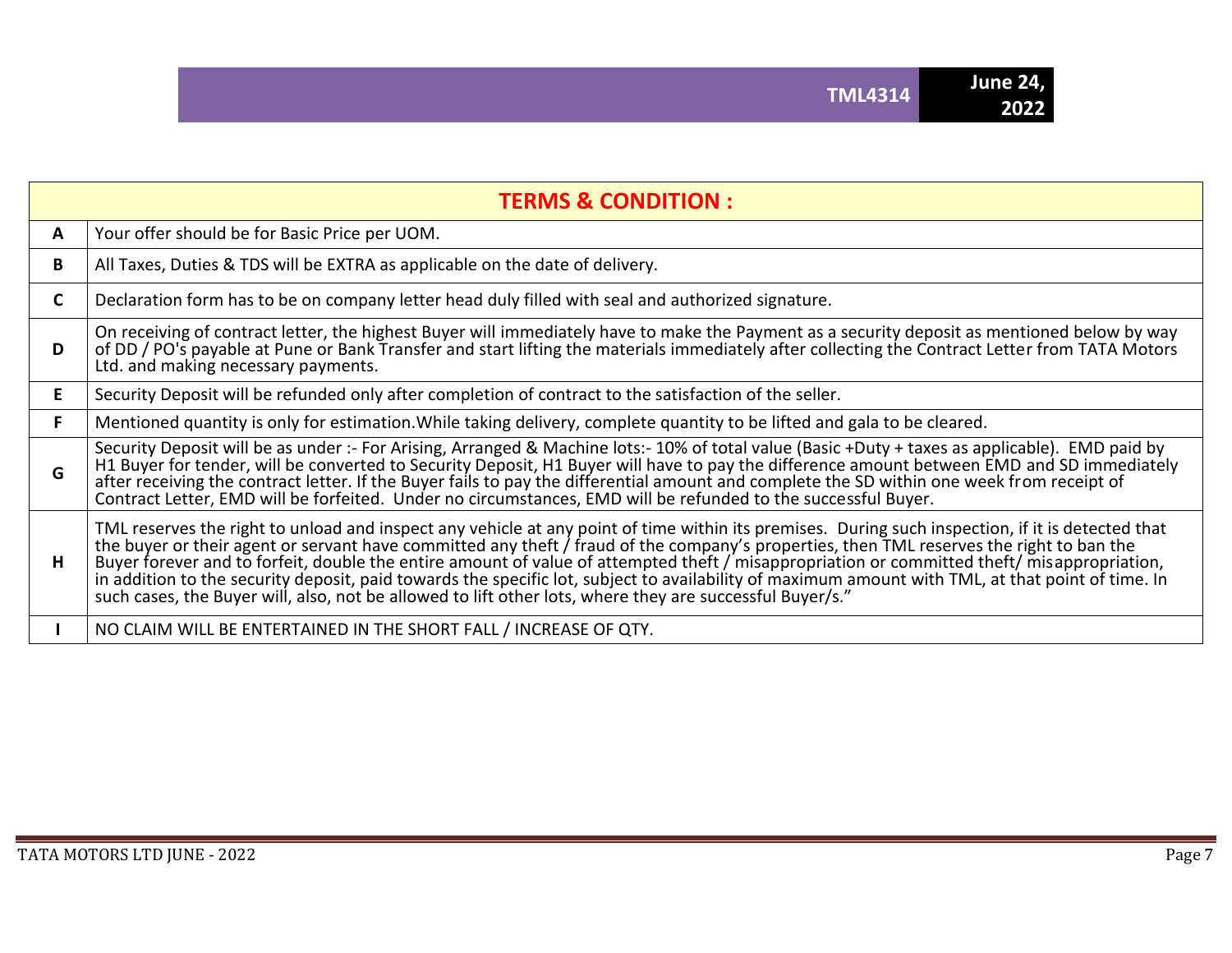| TERMS & CONDITION : | |
|---|---|
| A | Your offer should be for Basic Price per UOM. |
| B | All Taxes, Duties & TDS will be EXTRA as applicable on the date of delivery. |
| C | Declaration form has to be on company letter head duly filled with seal and authorized signature. |
| D | On receiving of contract letter, the highest Buyer will immediately have to make the Payment as a security deposit as mentioned below by way of DD / PO's payable at Pune or Bank Transfer and start lifting the materials immediately after collecting the Contract Letter from TATA Motors Ltd. and making necessary payments. |
| E | Security Deposit will be refunded only after completion of contract to the satisfaction of the seller. |
| F | Mentioned quantity is only for estimation.While taking delivery, complete quantity to be lifted and gala to be cleared. |
| G | Security Deposit will be as under :- For Arising, Arranged & Machine lots:- 10% of total value (Basic +Duty + taxes as applicable). EMD paid by H1 Buyer for tender, will be converted to Security Deposit, H1 Buyer will have to pay the difference amount between EMD and SD immediately after receiving the contract letter. If the Buyer fails to pay the differential amount and complete the SD within one week from receipt of Contract Letter, EMD will be forfeited. Under no circumstances, EMD will be refunded to the successful Buyer. |
| H | TML reserves the right to unload and inspect any vehicle at any point of time within its premises. During such inspection, if it is detected that the buyer or their agent or servant have committed any theft / fraud of the company's properties, then TML reserves the right to ban the Buyer forever and to forfeit, double the entire amount of value of attempted theft / misappropriation or committed theft/ misappropriation, in addition to the security deposit, paid towards the specific lot, subject to availability of maximum amount with TML, at that point of time. In such cases, the Buyer will, also, not be allowed to lift other lots, where they are successful Buyer/s." |
| I | NO CLAIM WILL BE ENTERTAINED IN THE SHORT FALL / INCREASE OF QTY. |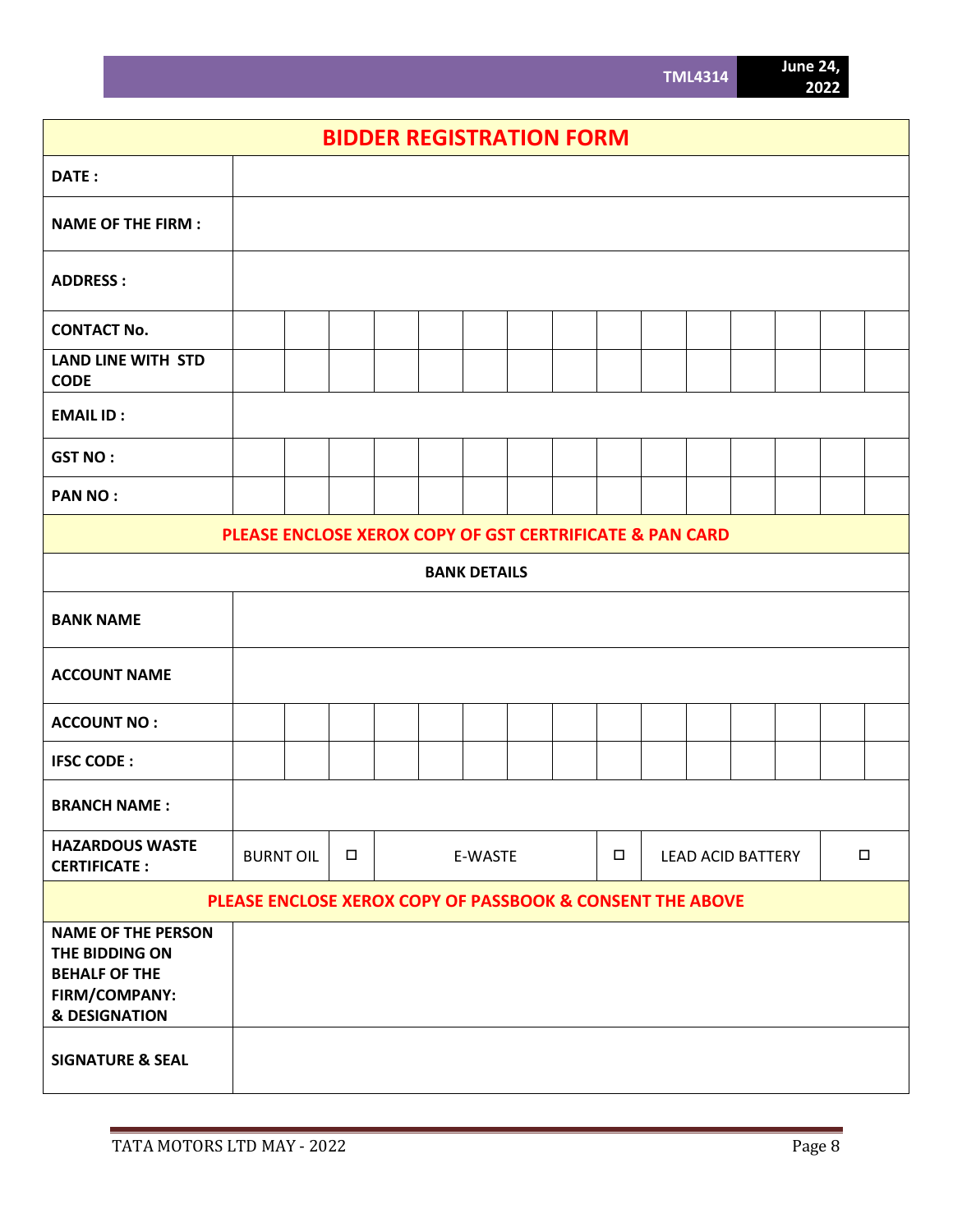# BIDDER REGISTRATION FORM

| | |
|---|---|
| **DATE :** | |
| **NAME OF THE FIRM :** | |
| **ADDRESS :** | |
| **CONTACT No.** | |
| **LAND LINE WITH STD CODE** | |
| **EMAIL ID :** | |
| **GST NO :** | |
| **PAN NO :** | |
| **PLEASE ENCLOSE XEROX COPY OF GST CERTRIFICATE & PAN CARD** | |
| **BANK DETAILS** | |
| **BANK NAME** | |
| **ACCOUNT NAME** | |
| **ACCOUNT NO :** | |
| **IFSC CODE :** | |
| **BRANCH NAME :** | |
| **HAZARDOUS WASTE CERTIFICATE :** | BURNT OIL ☐ E-WASTE ☐ LEAD ACID BATTERY ☐ |
| **PLEASE ENCLOSE XEROX COPY OF PASSBOOK & CONSENT THE ABOVE** | |
| **NAME OF THE PERSON THE BIDDING ON BEHALF OF THE FIRM/COMPANY: & DESIGNATION** | |
| **SIGNATURE & SEAL** | |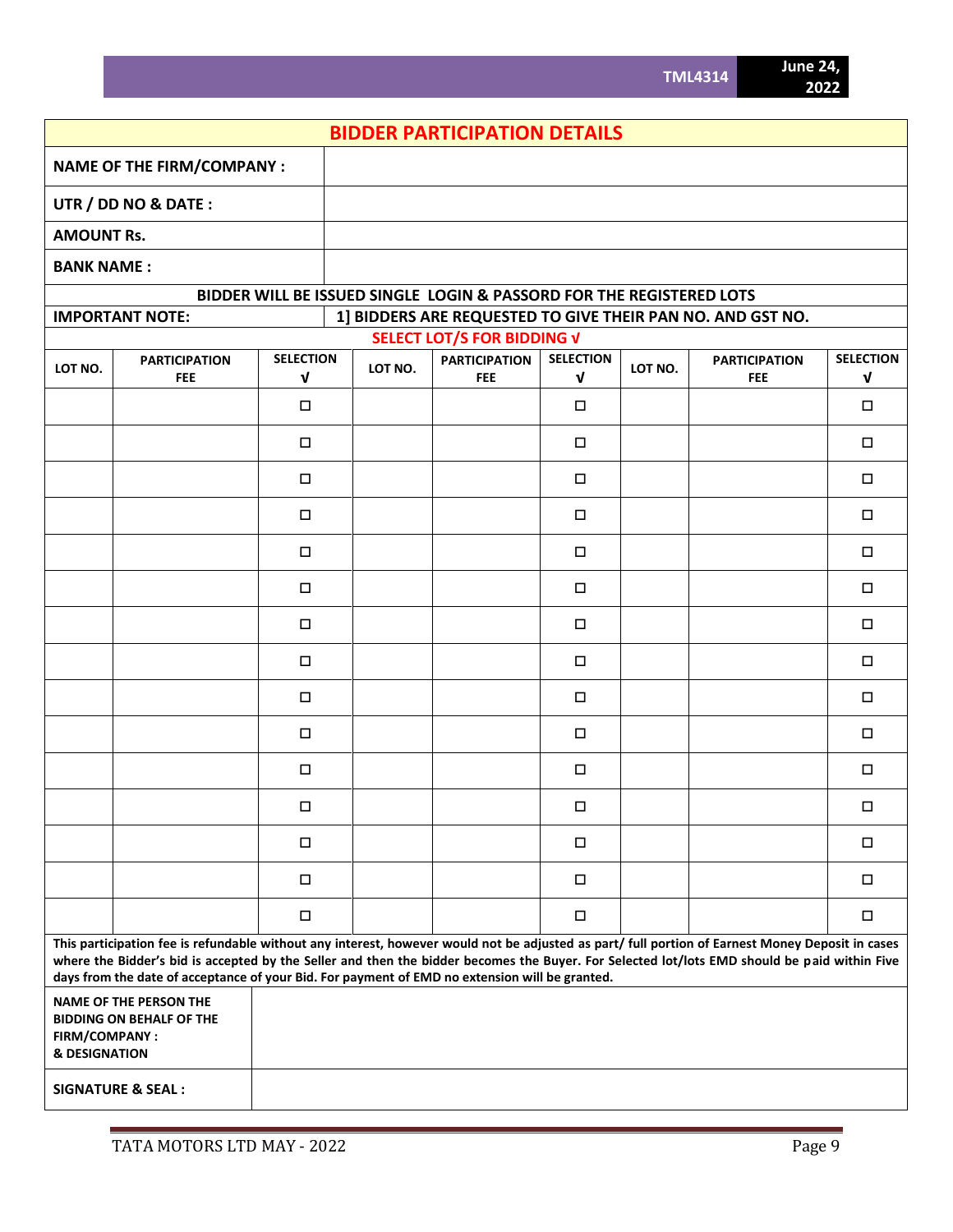## BIDDER PARTICIPATION DETAILS

| | |
|---|---|
| **NAME OF THE FIRM/COMPANY :** | |
| **UTR / DD NO & DATE :** | |
| **AMOUNT Rs.** | |
| **BANK NAME :** | |

**BIDDER WILL BE ISSUED SINGLE LOGIN & PASSORD FOR THE REGISTERED LOTS**

**IMPORTANT NOTE:** **1] BIDDERS ARE REQUESTED TO GIVE THEIR PAN NO. AND GST NO.**

**SELECT LOT/S FOR BIDDING √**

| LOT NO. | PARTICIPATION FEE | SELECTION √ | LOT NO. | PARTICIPATION FEE | SELECTION √ | LOT NO. | PARTICIPATION FEE | SELECTION √ |
|---|---|---|---|---|---|---|---|---|
| | | ☐ | | | ☐ | | | ☐ |
| | | ☐ | | | ☐ | | | ☐ |
| | | ☐ | | | ☐ | | | ☐ |
| | | ☐ | | | ☐ | | | ☐ |
| | | ☐ | | | ☐ | | | ☐ |
| | | ☐ | | | ☐ | | | ☐ |
| | | ☐ | | | ☐ | | | ☐ |
| | | ☐ | | | ☐ | | | ☐ |
| | | ☐ | | | ☐ | | | ☐ |
| | | ☐ | | | ☐ | | | ☐ |
| | | ☐ | | | ☐ | | | ☐ |
| | | ☐ | | | ☐ | | | ☐ |
| | | ☐ | | | ☐ | | | ☐ |
| | | ☐ | | | ☐ | | | ☐ |
| | | ☐ | | | ☐ | | | ☐ |

**This participation fee is refundable without any interest, however would not be adjusted as part/ full portion of Earnest Money Deposit in cases where the Bidder's bid is accepted by the Seller and then the bidder becomes the Buyer. For Selected lot/lots EMD should be paid within Five days from the date of acceptance of your Bid. For payment of EMD no extension will be granted.**

| | |
|---|---|
| **NAME OF THE PERSON THE BIDDING ON BEHALF OF THE FIRM/COMPANY : & DESIGNATION** | |
| **SIGNATURE & SEAL :** | |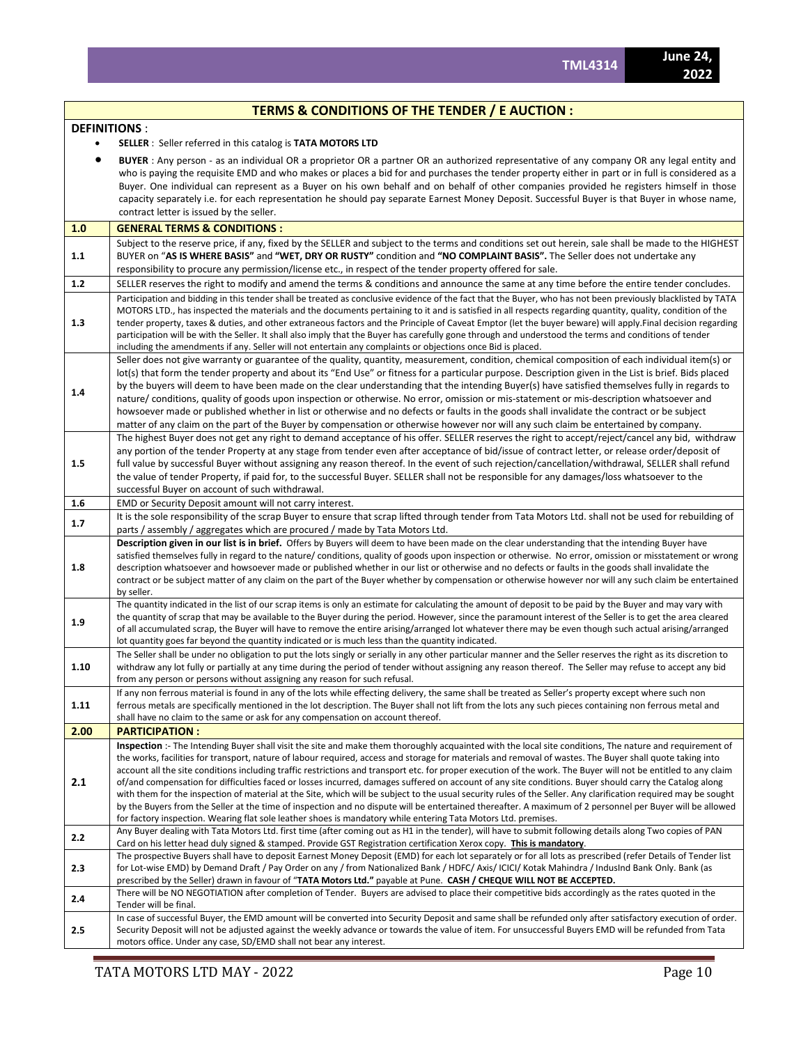## TERMS & CONDITIONS OF THE TENDER / E AUCTION :

**DEFINITIONS** :

- **SELLER** : Seller referred in this catalog is **TATA MOTORS LTD**
- **BUYER** : Any person - as an individual OR a proprietor OR a partner OR an authorized representative of any company OR any legal entity and who is paying the requisite EMD and who makes or places a bid for and purchases the tender property either in part or in full is considered as a Buyer. One individual can represent as a Buyer on his own behalf and on behalf of other companies provided he registers himself in those capacity separately i.e. for each representation he should pay separate Earnest Money Deposit. Successful Buyer is that Buyer in whose name, contract letter is issued by the seller.

| | |
|---|---|
| **1.0** | **GENERAL TERMS & CONDITIONS :** |
| 1.1 | Subject to the reserve price, if any, fixed by the SELLER and subject to the terms and conditions set out herein, sale shall be made to the HIGHEST BUYER on "**AS IS WHERE BASIS"** and **"WET, DRY OR RUSTY"** condition and **"NO COMPLAINT BASIS".** The Seller does not undertake any responsibility to procure any permission/license etc., in respect of the tender property offered for sale. |
| 1.2 | SELLER reserves the right to modify and amend the terms & conditions and announce the same at any time before the entire tender concludes. |
| 1.3 | Participation and bidding in this tender shall be treated as conclusive evidence of the fact that the Buyer, who has not been previously blacklisted by TATA MOTORS LTD., has inspected the materials and the documents pertaining to it and is satisfied in all respects regarding quantity, quality, condition of the tender property, taxes & duties, and other extraneous factors and the Principle of Caveat Emptor (let the buyer beware) will apply.Final decision regarding participation will be with the Seller. It shall also imply that the Buyer has carefully gone through and understood the terms and conditions of tender including the amendments if any. Seller will not entertain any complaints or objections once Bid is placed. |
| 1.4 | Seller does not give warranty or guarantee of the quality, quantity, measurement, condition, chemical composition of each individual item(s) or lot(s) that form the tender property and about its "End Use" or fitness for a particular purpose. Description given in the List is brief. Bids placed by the buyers will deem to have been made on the clear understanding that the intending Buyer(s) have satisfied themselves fully in regards to nature/ conditions, quality of goods upon inspection or otherwise. No error, omission or mis-statement or mis-description whatsoever and howsoever made or published whether in list or otherwise and no defects or faults in the goods shall invalidate the contract or be subject matter of any claim on the part of the Buyer by compensation or otherwise however nor will any such claim be entertained by company. |
| 1.5 | The highest Buyer does not get any right to demand acceptance of his offer. SELLER reserves the right to accept/reject/cancel any bid, withdraw any portion of the tender Property at any stage from tender even after acceptance of bid/issue of contract letter, or release order/deposit of full value by successful Buyer without assigning any reason thereof. In the event of such rejection/cancellation/withdrawal, SELLER shall refund the value of tender Property, if paid for, to the successful Buyer. SELLER shall not be responsible for any damages/loss whatsoever to the successful Buyer on account of such withdrawal. |
| 1.6 | EMD or Security Deposit amount will not carry interest. |
| 1.7 | It is the sole responsibility of the scrap Buyer to ensure that scrap lifted through tender from Tata Motors Ltd. shall not be used for rebuilding of parts / assembly / aggregates which are procured / made by Tata Motors Ltd. |
| 1.8 | **Description given in our list is in brief.** Offers by Buyers will deem to have been made on the clear understanding that the intending Buyer have satisfied themselves fully in regard to the nature/ conditions, quality of goods upon inspection or otherwise. No error, omission or misstatement or wrong description whatsoever and howsoever made or published whether in our list or otherwise and no defects or faults in the goods shall invalidate the contract or be subject matter of any claim on the part of the Buyer whether by compensation or otherwise however nor will any such claim be entertained by seller. |
| 1.9 | The quantity indicated in the list of our scrap items is only an estimate for calculating the amount of deposit to be paid by the Buyer and may vary with the quantity of scrap that may be available to the Buyer during the period. However, since the paramount interest of the Seller is to get the area cleared of all accumulated scrap, the Buyer will have to remove the entire arising/arranged lot whatever there may be even though such actual arising/arranged lot quantity goes far beyond the quantity indicated or is much less than the quantity indicated. |
| 1.10 | The Seller shall be under no obligation to put the lots singly or serially in any other particular manner and the Seller reserves the right as its discretion to withdraw any lot fully or partially at any time during the period of tender without assigning any reason thereof. The Seller may refuse to accept any bid from any person or persons without assigning any reason for such refusal. |
| 1.11 | If any non ferrous material is found in any of the lots while effecting delivery, the same shall be treated as Seller's property except where such non ferrous metals are specifically mentioned in the lot description. The Buyer shall not lift from the lots any such pieces containing non ferrous metal and shall have no claim to the same or ask for any compensation on account thereof. |
| **2.00** | **PARTICIPATION :** |
| 2.1 | **Inspection** :- The Intending Buyer shall visit the site and make them thoroughly acquainted with the local site conditions, The nature and requirement of the works, facilities for transport, nature of labour required, access and storage for materials and removal of wastes. The Buyer shall quote taking into account all the site conditions including traffic restrictions and transport etc. for proper execution of the work. The Buyer will not be entitled to any claim of/and compensation for difficulties faced or losses incurred, damages suffered on account of any site conditions. Buyer should carry the Catalog along with them for the inspection of material at the Site, which will be subject to the usual security rules of the Seller. Any clarification required may be sought by the Buyers from the Seller at the time of inspection and no dispute will be entertained thereafter. A maximum of 2 personnel per Buyer will be allowed for factory inspection. Wearing flat sole leather shoes is mandatory while entering Tata Motors Ltd. premises. |
| 2.2 | Any Buyer dealing with Tata Motors Ltd. first time (after coming out as H1 in the tender), will have to submit following details along Two copies of PAN Card on his letter head duly signed & stamped. Provide GST Registration certification Xerox copy. **This is mandatory**. |
| 2.3 | The prospective Buyers shall have to deposit Earnest Money Deposit (EMD) for each lot separately or for all lots as prescribed (refer Details of Tender list for Lot-wise EMD) by Demand Draft / Pay Order on any / from Nationalized Bank / HDFC/ Axis/ ICICI/ Kotak Mahindra / IndusInd Bank Only. Bank (as prescribed by the Seller) drawn in favour of "**TATA Motors Ltd."** payable at Pune. **CASH / CHEQUE WILL NOT BE ACCEPTED.** |
| 2.4 | There will be NO NEGOTIATION after completion of Tender. Buyers are advised to place their competitive bids accordingly as the rates quoted in the Tender will be final. |
| 2.5 | In case of successful Buyer, the EMD amount will be converted into Security Deposit and same shall be refunded only after satisfactory execution of order. Security Deposit will not be adjusted against the weekly advance or towards the value of item. For unsuccessful Buyers EMD will be refunded from Tata motors office. Under any case, SD/EMD shall not bear any interest. |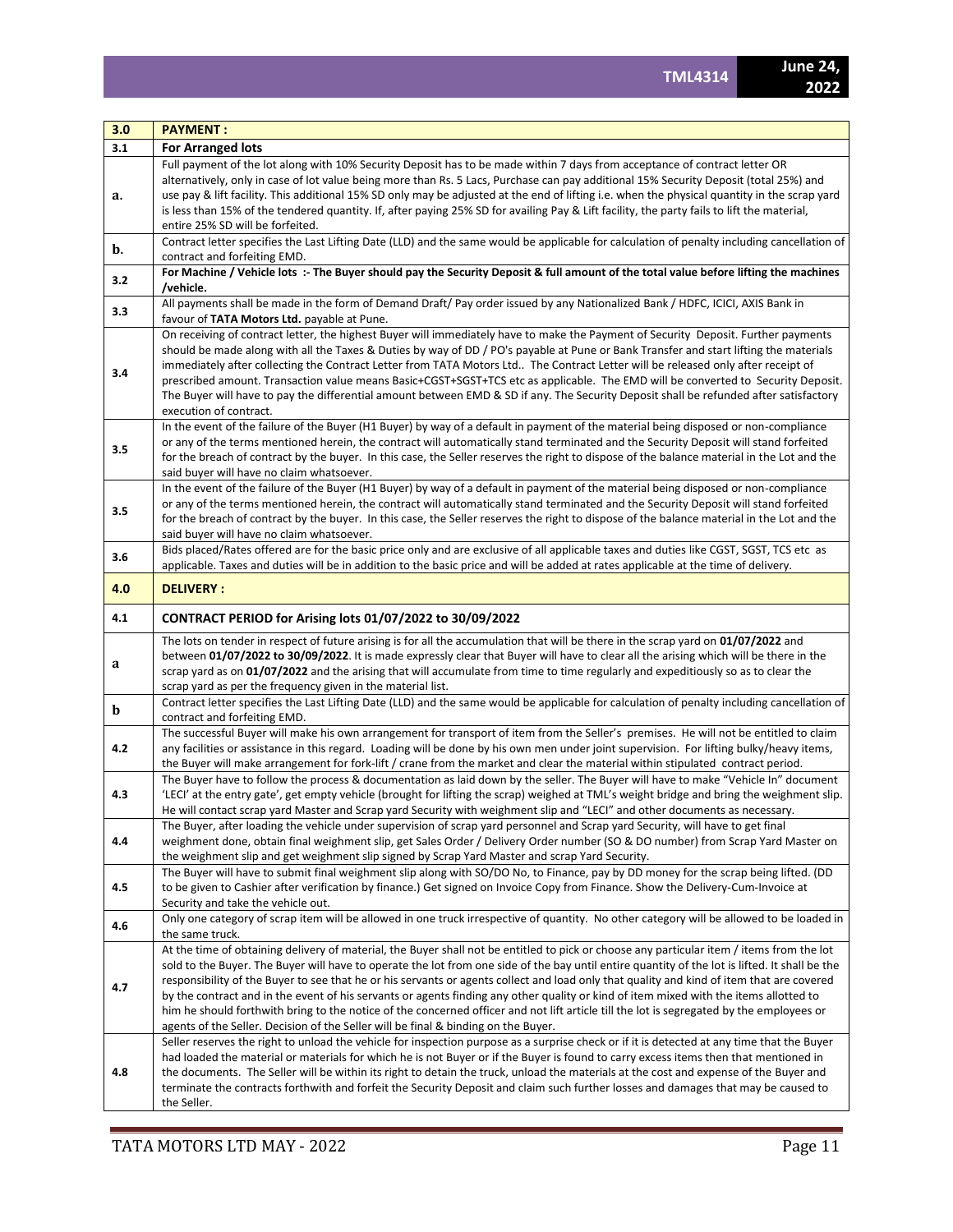| 3.0 | **PAYMENT :** |
|---|---|
| 3.1 | **For Arranged lots** |
| a. | Full payment of the lot along with 10% Security Deposit has to be made within 7 days from acceptance of contract letter OR alternatively, only in case of lot value being more than Rs. 5 Lacs, Purchase can pay additional 15% Security Deposit (total 25%) and use pay & lift facility. This additional 15% SD only may be adjusted at the end of lifting i.e. when the physical quantity in the scrap yard is less than 15% of the tendered quantity. If, after paying 25% SD for availing Pay & Lift facility, the party fails to lift the material, entire 25% SD will be forfeited. |
| b. | Contract letter specifies the Last Lifting Date (LLD) and the same would be applicable for calculation of penalty including cancellation of contract and forfeiting EMD. |
| 3.2 | **For Machine / Vehicle lots :- The Buyer should pay the Security Deposit & full amount of the total value before lifting the machines /vehicle.** |
| 3.3 | All payments shall be made in the form of Demand Draft/ Pay order issued by any Nationalized Bank / HDFC, ICICI, AXIS Bank in favour of **TATA Motors Ltd.** payable at Pune. |
| 3.4 | On receiving of contract letter, the highest Buyer will immediately have to make the Payment of Security Deposit. Further payments should be made along with all the Taxes & Duties by way of DD / PO's payable at Pune or Bank Transfer and start lifting the materials immediately after collecting the Contract Letter from TATA Motors Ltd.. The Contract Letter will be released only after receipt of prescribed amount. Transaction value means Basic+CGST+SGST+TCS etc as applicable. The EMD will be converted to Security Deposit. The Buyer will have to pay the differential amount between EMD & SD if any. The Security Deposit shall be refunded after satisfactory execution of contract. |
| 3.5 | In the event of the failure of the Buyer (H1 Buyer) by way of a default in payment of the material being disposed or non-compliance or any of the terms mentioned herein, the contract will automatically stand terminated and the Security Deposit will stand forfeited for the breach of contract by the buyer. In this case, the Seller reserves the right to dispose of the balance material in the Lot and the said buyer will have no claim whatsoever. |
| 3.5 | In the event of the failure of the Buyer (H1 Buyer) by way of a default in payment of the material being disposed or non-compliance or any of the terms mentioned herein, the contract will automatically stand terminated and the Security Deposit will stand forfeited for the breach of contract by the buyer. In this case, the Seller reserves the right to dispose of the balance material in the Lot and the said buyer will have no claim whatsoever. |
| 3.6 | Bids placed/Rates offered are for the basic price only and are exclusive of all applicable taxes and duties like CGST, SGST, TCS etc as applicable. Taxes and duties will be in addition to the basic price and will be added at rates applicable at the time of delivery. |
| **4.0** | **DELIVERY :** |
| 4.1 | **CONTRACT PERIOD for Arising lots 01/07/2022 to 30/09/2022** |
| a | The lots on tender in respect of future arising is for all the accumulation that will be there in the scrap yard on **01/07/2022** and between **01/07/2022 to 30/09/2022**. It is made expressly clear that Buyer will have to clear all the arising which will be there in the scrap yard as on **01/07/2022** and the arising that will accumulate from time to time regularly and expeditiously so as to clear the scrap yard as per the frequency given in the material list. |
| b | Contract letter specifies the Last Lifting Date (LLD) and the same would be applicable for calculation of penalty including cancellation of contract and forfeiting EMD. |
| 4.2 | The successful Buyer will make his own arrangement for transport of item from the Seller's premises. He will not be entitled to claim any facilities or assistance in this regard. Loading will be done by his own men under joint supervision. For lifting bulky/heavy items, the Buyer will make arrangement for fork-lift / crane from the market and clear the material within stipulated contract period. |
| 4.3 | The Buyer have to follow the process & documentation as laid down by the seller. The Buyer will have to make "Vehicle In" document 'LECI' at the entry gate', get empty vehicle (brought for lifting the scrap) weighed at TML's weight bridge and bring the weighment slip. He will contact scrap yard Master and Scrap yard Security with weighment slip and "LECI" and other documents as necessary. |
| 4.4 | The Buyer, after loading the vehicle under supervision of scrap yard personnel and Scrap yard Security, will have to get final weighment done, obtain final weighment slip, get Sales Order / Delivery Order number (SO & DO number) from Scrap Yard Master on the weighment slip and get weighment slip signed by Scrap Yard Master and scrap Yard Security. |
| 4.5 | The Buyer will have to submit final weighment slip along with SO/DO No, to Finance, pay by DD money for the scrap being lifted. (DD to be given to Cashier after verification by finance.) Get signed on Invoice Copy from Finance. Show the Delivery-Cum-Invoice at Security and take the vehicle out. |
| 4.6 | Only one category of scrap item will be allowed in one truck irrespective of quantity. No other category will be allowed to be loaded in the same truck. |
| 4.7 | At the time of obtaining delivery of material, the Buyer shall not be entitled to pick or choose any particular item / items from the lot sold to the Buyer. The Buyer will have to operate the lot from one side of the bay until entire quantity of the lot is lifted. It shall be the responsibility of the Buyer to see that he or his servants or agents collect and load only that quality and kind of item that are covered by the contract and in the event of his servants or agents finding any other quality or kind of item mixed with the items allotted to him he should forthwith bring to the notice of the concerned officer and not lift article till the lot is segregated by the employees or agents of the Seller. Decision of the Seller will be final & binding on the Buyer. |
| 4.8 | Seller reserves the right to unload the vehicle for inspection purpose as a surprise check or if it is detected at any time that the Buyer had loaded the material or materials for which he is not Buyer or if the Buyer is found to carry excess items then that mentioned in the documents. The Seller will be within its right to detain the truck, unload the materials at the cost and expense of the Buyer and terminate the contracts forthwith and forfeit the Security Deposit and claim such further losses and damages that may be caused to the Seller. |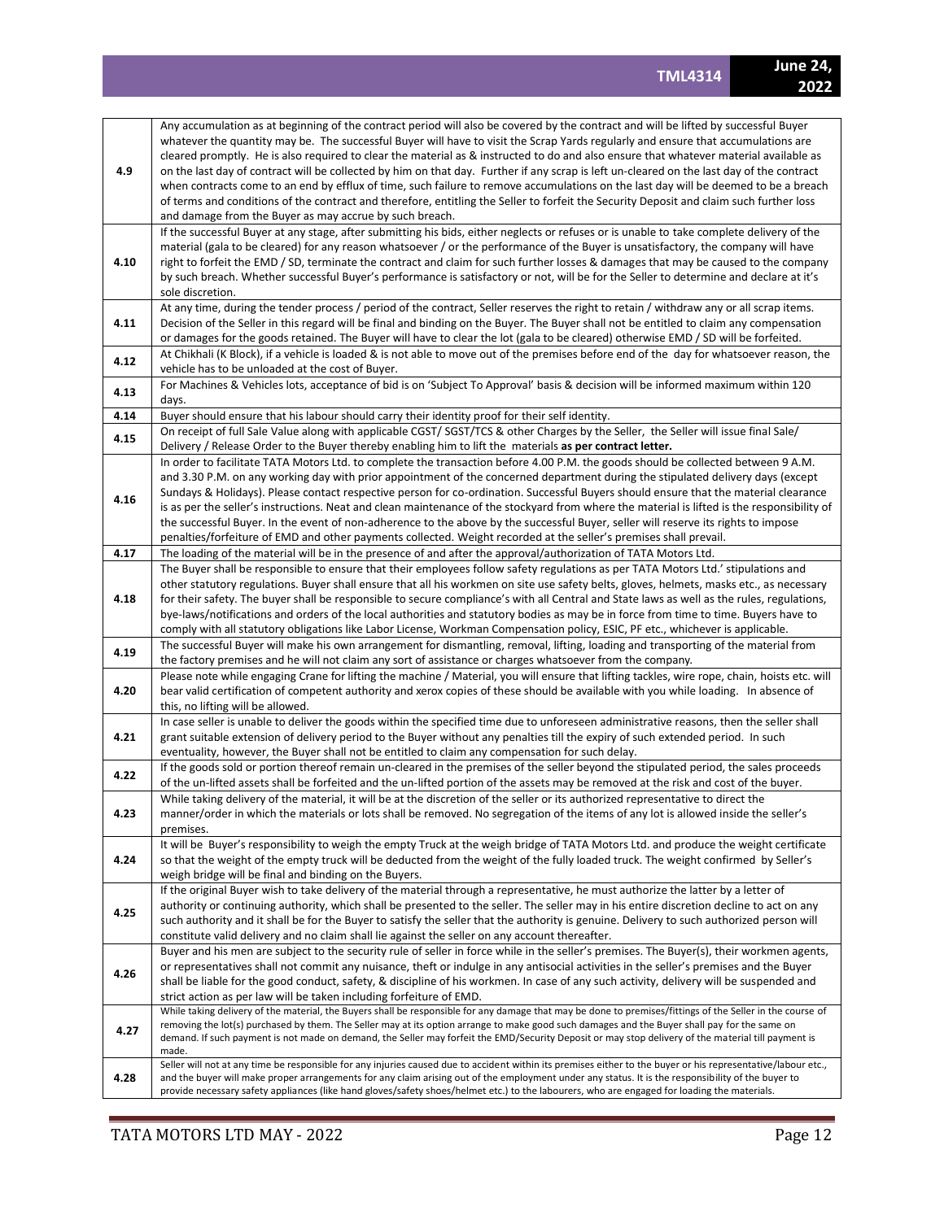| | |
|---|---|
| 4.9 | Any accumulation as at beginning of the contract period will also be covered by the contract and will be lifted by successful Buyer whatever the quantity may be. The successful Buyer will have to visit the Scrap Yards regularly and ensure that accumulations are cleared promptly. He is also required to clear the material as & instructed to do and also ensure that whatever material available as on the last day of contract will be collected by him on that day. Further if any scrap is left un-cleared on the last day of the contract when contracts come to an end by efflux of time, such failure to remove accumulations on the last day will be deemed to be a breach of terms and conditions of the contract and therefore, entitling the Seller to forfeit the Security Deposit and claim such further loss and damage from the Buyer as may accrue by such breach. |
| 4.10 | If the successful Buyer at any stage, after submitting his bids, either neglects or refuses or is unable to take complete delivery of the material (gala to be cleared) for any reason whatsoever / or the performance of the Buyer is unsatisfactory, the company will have right to forfeit the EMD / SD, terminate the contract and claim for such further losses & damages that may be caused to the company by such breach. Whether successful Buyer's performance is satisfactory or not, will be for the Seller to determine and declare at it's sole discretion. |
| 4.11 | At any time, during the tender process / period of the contract, Seller reserves the right to retain / withdraw any or all scrap items. Decision of the Seller in this regard will be final and binding on the Buyer. The Buyer shall not be entitled to claim any compensation or damages for the goods retained. The Buyer will have to clear the lot (gala to be cleared) otherwise EMD / SD will be forfeited. |
| 4.12 | At Chikhali (K Block), if a vehicle is loaded & is not able to move out of the premises before end of the day for whatsoever reason, the vehicle has to be unloaded at the cost of Buyer. |
| 4.13 | For Machines & Vehicles lots, acceptance of bid is on 'Subject To Approval' basis & decision will be informed maximum within 120 days. |
| 4.14 | Buyer should ensure that his labour should carry their identity proof for their self identity. |
| 4.15 | On receipt of full Sale Value along with applicable CGST/ SGST/TCS & other Charges by the Seller, the Seller will issue final Sale/ Delivery / Release Order to the Buyer thereby enabling him to lift the materials **as per contract letter.** |
| 4.16 | In order to facilitate TATA Motors Ltd. to complete the transaction before 4.00 P.M. the goods should be collected between 9 A.M. and 3.30 P.M. on any working day with prior appointment of the concerned department during the stipulated delivery days (except Sundays & Holidays). Please contact respective person for co-ordination. Successful Buyers should ensure that the material clearance is as per the seller's instructions. Neat and clean maintenance of the stockyard from where the material is lifted is the responsibility of the successful Buyer. In the event of non-adherence to the above by the successful Buyer, seller will reserve its rights to impose penalties/forfeiture of EMD and other payments collected. Weight recorded at the seller's premises shall prevail. |
| 4.17 | The loading of the material will be in the presence of and after the approval/authorization of TATA Motors Ltd. |
| 4.18 | The Buyer shall be responsible to ensure that their employees follow safety regulations as per TATA Motors Ltd.' stipulations and other statutory regulations. Buyer shall ensure that all his workmen on site use safety belts, gloves, helmets, masks etc., as necessary for their safety. The buyer shall be responsible to secure compliance's with all Central and State laws as well as the rules, regulations, bye-laws/notifications and orders of the local authorities and statutory bodies as may be in force from time to time. Buyers have to comply with all statutory obligations like Labor License, Workman Compensation policy, ESIC, PF etc., whichever is applicable. |
| 4.19 | The successful Buyer will make his own arrangement for dismantling, removal, lifting, loading and transporting of the material from the factory premises and he will not claim any sort of assistance or charges whatsoever from the company. |
| 4.20 | Please note while engaging Crane for lifting the machine / Material, you will ensure that lifting tackles, wire rope, chain, hoists etc. will bear valid certification of competent authority and xerox copies of these should be available with you while loading. In absence of this, no lifting will be allowed. |
| 4.21 | In case seller is unable to deliver the goods within the specified time due to unforeseen administrative reasons, then the seller shall grant suitable extension of delivery period to the Buyer without any penalties till the expiry of such extended period. In such eventuality, however, the Buyer shall not be entitled to claim any compensation for such delay. |
| 4.22 | If the goods sold or portion thereof remain un-cleared in the premises of the seller beyond the stipulated period, the sales proceeds of the un-lifted assets shall be forfeited and the un-lifted portion of the assets may be removed at the risk and cost of the buyer. |
| 4.23 | While taking delivery of the material, it will be at the discretion of the seller or its authorized representative to direct the manner/order in which the materials or lots shall be removed. No segregation of the items of any lot is allowed inside the seller's premises. |
| 4.24 | It will be Buyer's responsibility to weigh the empty Truck at the weigh bridge of TATA Motors Ltd. and produce the weight certificate so that the weight of the empty truck will be deducted from the weight of the fully loaded truck. The weight confirmed by Seller's weigh bridge will be final and binding on the Buyers. |
| 4.25 | If the original Buyer wish to take delivery of the material through a representative, he must authorize the latter by a letter of authority or continuing authority, which shall be presented to the seller. The seller may in his entire discretion decline to act on any such authority and it shall be for the Buyer to satisfy the seller that the authority is genuine. Delivery to such authorized person will constitute valid delivery and no claim shall lie against the seller on any account thereafter. |
| 4.26 | Buyer and his men are subject to the security rule of seller in force while in the seller's premises. The Buyer(s), their workmen agents, or representatives shall not commit any nuisance, theft or indulge in any antisocial activities in the seller's premises and the Buyer shall be liable for the good conduct, safety, & discipline of his workmen. In case of any such activity, delivery will be suspended and strict action as per law will be taken including forfeiture of EMD. |
| 4.27 | While taking delivery of the material, the Buyers shall be responsible for any damage that may be done to premises/fittings of the Seller in the course of removing the lot(s) purchased by them. The Seller may at its option arrange to make good such damages and the Buyer shall pay for the same on demand. If such payment is not made on demand, the Seller may forfeit the EMD/Security Deposit or may stop delivery of the material till payment is made. |
| 4.28 | Seller will not at any time be responsible for any injuries caused due to accident within its premises either to the buyer or his representative/labour etc., and the buyer will make proper arrangements for any claim arising out of the employment under any status. It is the responsibility of the buyer to provide necessary safety appliances (like hand gloves/safety shoes/helmet etc.) to the labourers, who are engaged for loading the materials. |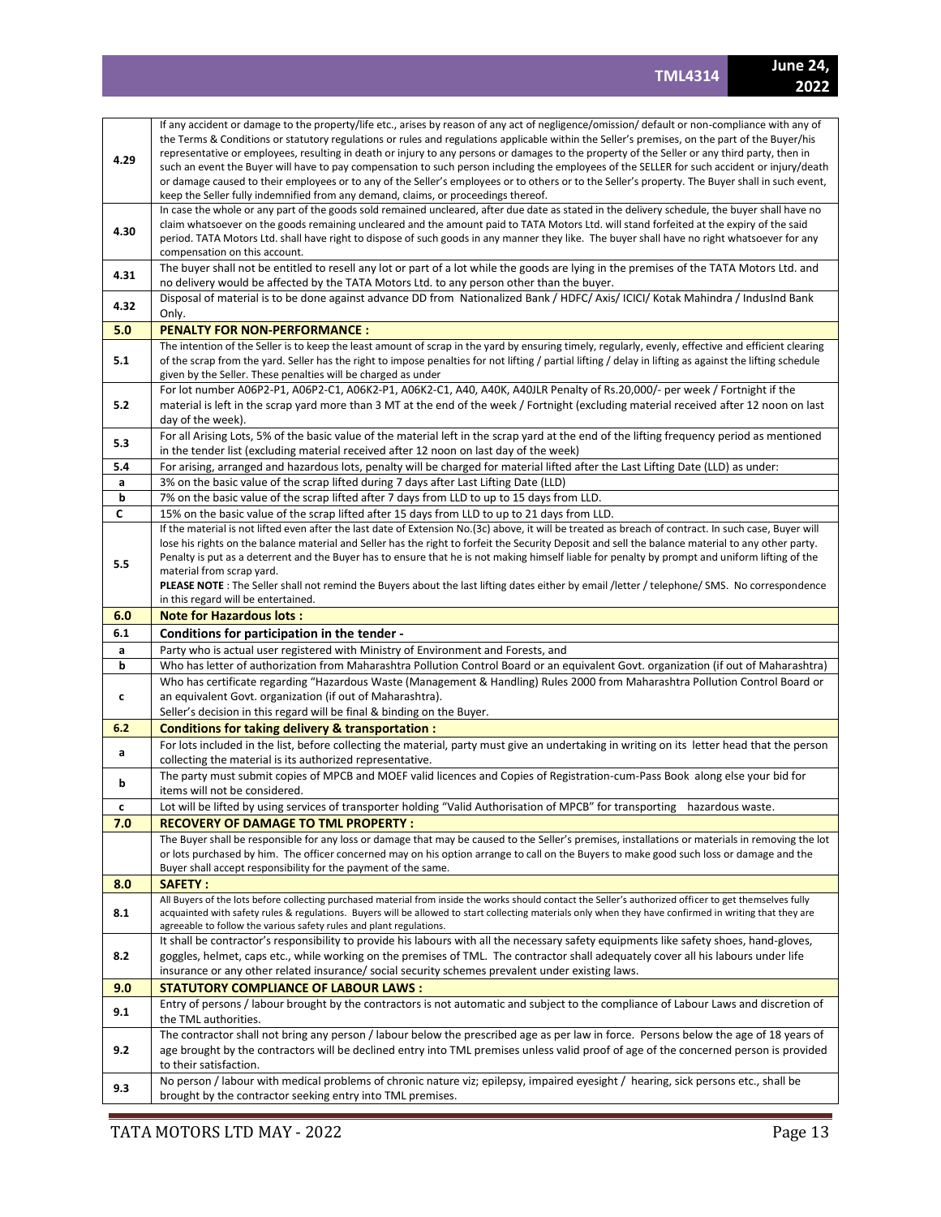| | |
|---|---|
| 4.29 | If any accident or damage to the property/life etc., arises by reason of any act of negligence/omission/ default or non-compliance with any of the Terms & Conditions or statutory regulations or rules and regulations applicable within the Seller's premises, on the part of the Buyer/his representative or employees, resulting in death or injury to any persons or damages to the property of the Seller or any third party, then in such an event the Buyer will have to pay compensation to such person including the employees of the SELLER for such accident or injury/death or damage caused to their employees or to any of the Seller's employees or to others or to the Seller's property. The Buyer shall in such event, keep the Seller fully indemnified from any demand, claims, or proceedings thereof. |
| 4.30 | In case the whole or any part of the goods sold remained uncleared, after due date as stated in the delivery schedule, the buyer shall have no claim whatsoever on the goods remaining uncleared and the amount paid to TATA Motors Ltd. will stand forfeited at the expiry of the said period. TATA Motors Ltd. shall have right to dispose of such goods in any manner they like. The buyer shall have no right whatsoever for any compensation on this account. |
| 4.31 | The buyer shall not be entitled to resell any lot or part of a lot while the goods are lying in the premises of the TATA Motors Ltd. and no delivery would be affected by the TATA Motors Ltd. to any person other than the buyer. |
| 4.32 | Disposal of material is to be done against advance DD from Nationalized Bank / HDFC/ Axis/ ICICI/ Kotak Mahindra / IndusInd Bank Only. |
| **5.0** | **PENALTY FOR NON-PERFORMANCE :** |
| 5.1 | The intention of the Seller is to keep the least amount of scrap in the yard by ensuring timely, regularly, evenly, effective and efficient clearing of the scrap from the yard. Seller has the right to impose penalties for not lifting / partial lifting / delay in lifting as against the lifting schedule given by the Seller. These penalties will be charged as under |
| 5.2 | For lot number A06P2-P1, A06P2-C1, A06K2-P1, A06K2-C1, A40, A40K, A40JLR Penalty of Rs.20,000/- per week / Fortnight if the material is left in the scrap yard more than 3 MT at the end of the week / Fortnight (excluding material received after 12 noon on last day of the week). |
| 5.3 | For all Arising Lots, 5% of the basic value of the material left in the scrap yard at the end of the lifting frequency period as mentioned in the tender list (excluding material received after 12 noon on last day of the week) |
| 5.4 | For arising, arranged and hazardous lots, penalty will be charged for material lifted after the Last Lifting Date (LLD) as under: |
| a | 3% on the basic value of the scrap lifted during 7 days after Last Lifting Date (LLD) |
| b | 7% on the basic value of the scrap lifted after 7 days from LLD to up to 15 days from LLD. |
| c | 15% on the basic value of the scrap lifted after 15 days from LLD to up to 21 days from LLD. |
| 5.5 | If the material is not lifted even after the last date of Extension No.(3c) above, it will be treated as breach of contract. In such case, Buyer will lose his rights on the balance material and Seller has the right to forfeit the Security Deposit and sell the balance material to any other party. Penalty is put as a deterrent and the Buyer has to ensure that he is not making himself liable for penalty by prompt and uniform lifting of the material from scrap yard.<br>**PLEASE NOTE** : The Seller shall not remind the Buyers about the last lifting dates either by email /letter / telephone/ SMS. No correspondence in this regard will be entertained. |
| **6.0** | **Note for Hazardous lots :** |
| **6.1** | **Conditions for participation in the tender -** |
| a | Party who is actual user registered with Ministry of Environment and Forests, and |
| b | Who has letter of authorization from Maharashtra Pollution Control Board or an equivalent Govt. organization (if out of Maharashtra) |
| c | Who has certificate regarding "Hazardous Waste (Management & Handling) Rules 2000 from Maharashtra Pollution Control Board or an equivalent Govt. organization (if out of Maharashtra).<br>Seller's decision in this regard will be final & binding on the Buyer. |
| **6.2** | **Conditions for taking delivery & transportation :** |
| a | For lots included in the list, before collecting the material, party must give an undertaking in writing on its letter head that the person collecting the material is its authorized representative. |
| b | The party must submit copies of MPCB and MOEF valid licences and Copies of Registration-cum-Pass Book along else your bid for items will not be considered. |
| c | Lot will be lifted by using services of transporter holding "Valid Authorisation of MPCB" for transporting hazardous waste. |
| **7.0** | **RECOVERY OF DAMAGE TO TML PROPERTY :** |
| | The Buyer shall be responsible for any loss or damage that may be caused to the Seller's premises, installations or materials in removing the lot or lots purchased by him. The officer concerned may on his option arrange to call on the Buyers to make good such loss or damage and the Buyer shall accept responsibility for the payment of the same. |
| **8.0** | **SAFETY :** |
| 8.1 | All Buyers of the lots before collecting purchased material from inside the works should contact the Seller's authorized officer to get themselves fully acquainted with safety rules & regulations. Buyers will be allowed to start collecting materials only when they have confirmed in writing that they are agreeable to follow the various safety rules and plant regulations. |
| 8.2 | It shall be contractor's responsibility to provide his labours with all the necessary safety equipments like safety shoes, hand-gloves, goggles, helmet, caps etc., while working on the premises of TML. The contractor shall adequately cover all his labours under life insurance or any other related insurance/ social security schemes prevalent under existing laws. |
| **9.0** | **STATUTORY COMPLIANCE OF LABOUR LAWS :** |
| 9.1 | Entry of persons / labour brought by the contractors is not automatic and subject to the compliance of Labour Laws and discretion of the TML authorities. |
| 9.2 | The contractor shall not bring any person / labour below the prescribed age as per law in force. Persons below the age of 18 years of age brought by the contractors will be declined entry into TML premises unless valid proof of age of the concerned person is provided to their satisfaction. |
| 9.3 | No person / labour with medical problems of chronic nature viz; epilepsy, impaired eyesight / hearing, sick persons etc., shall be brought by the contractor seeking entry into TML premises. |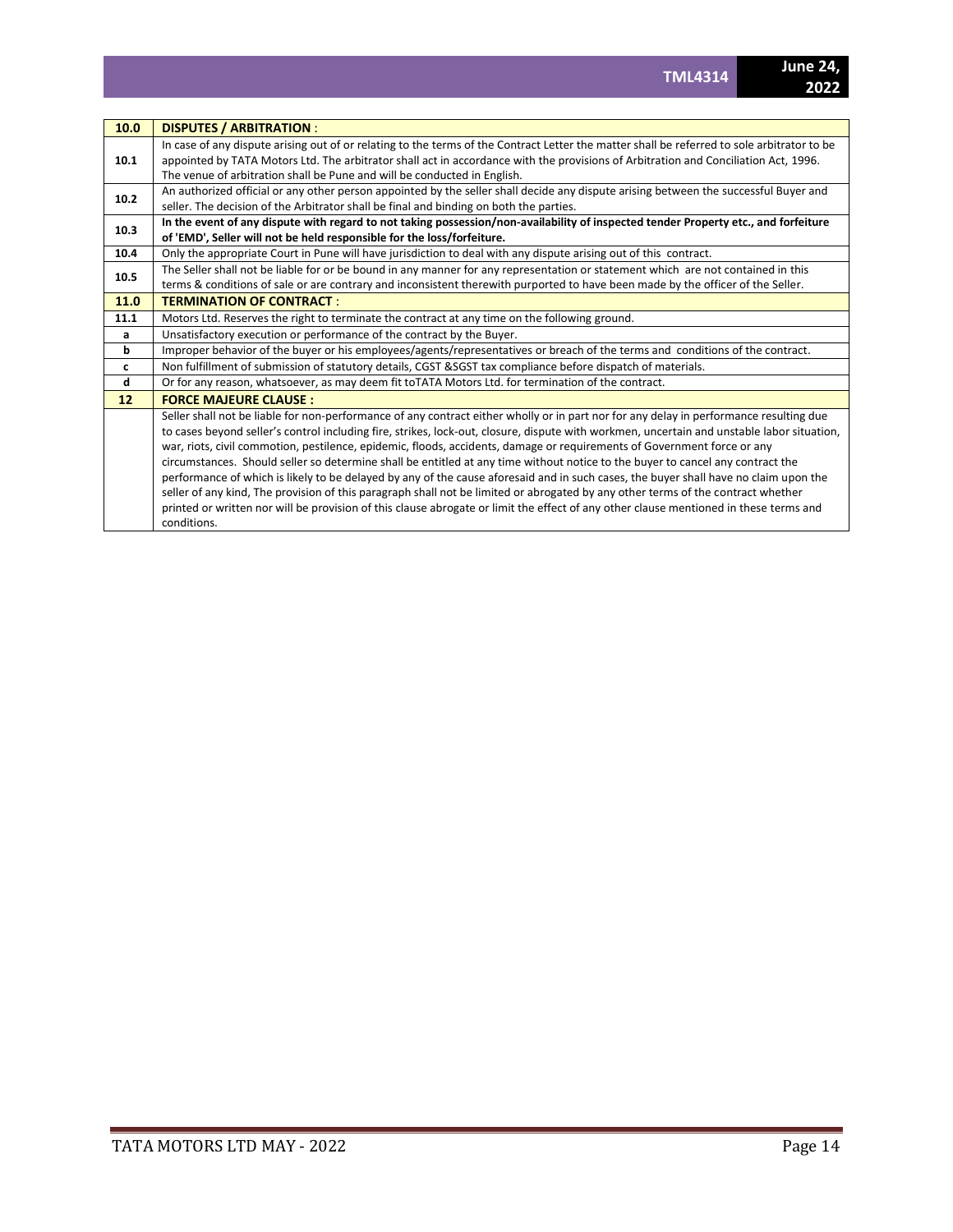| 10.0 | **DISPUTES / ARBITRATION** : |
|---|---|
| 10.1 | In case of any dispute arising out of or relating to the terms of the Contract Letter the matter shall be referred to sole arbitrator to be appointed by TATA Motors Ltd. The arbitrator shall act in accordance with the provisions of Arbitration and Conciliation Act, 1996. The venue of arbitration shall be Pune and will be conducted in English. |
| 10.2 | An authorized official or any other person appointed by the seller shall decide any dispute arising between the successful Buyer and seller. The decision of the Arbitrator shall be final and binding on both the parties. |
| 10.3 | **In the event of any dispute with regard to not taking possession/non-availability of inspected tender Property etc., and forfeiture of 'EMD', Seller will not be held responsible for the loss/forfeiture.** |
| 10.4 | Only the appropriate Court in Pune will have jurisdiction to deal with any dispute arising out of this contract. |
| 10.5 | The Seller shall not be liable for or be bound in any manner for any representation or statement which are not contained in this terms & conditions of sale or are contrary and inconsistent therewith purported to have been made by the officer of the Seller. |
| **11.0** | **TERMINATION OF CONTRACT** : |
| 11.1 | Motors Ltd. Reserves the right to terminate the contract at any time on the following ground. |
| a | Unsatisfactory execution or performance of the contract by the Buyer. |
| b | Improper behavior of the buyer or his employees/agents/representatives or breach of the terms and conditions of the contract. |
| c | Non fulfillment of submission of statutory details, CGST &SGST tax compliance before dispatch of materials. |
| d | Or for any reason, whatsoever, as may deem fit toTATA Motors Ltd. for termination of the contract. |
| **12** | **FORCE MAJEURE CLAUSE :** |
| | Seller shall not be liable for non-performance of any contract either wholly or in part nor for any delay in performance resulting due to cases beyond seller's control including fire, strikes, lock-out, closure, dispute with workmen, uncertain and unstable labor situation, war, riots, civil commotion, pestilence, epidemic, floods, accidents, damage or requirements of Government force or any circumstances. Should seller so determine shall be entitled at any time without notice to the buyer to cancel any contract the performance of which is likely to be delayed by any of the cause aforesaid and in such cases, the buyer shall have no claim upon the seller of any kind, The provision of this paragraph shall not be limited or abrogated by any other terms of the contract whether printed or written nor will be provision of this clause abrogate or limit the effect of any other clause mentioned in these terms and conditions. |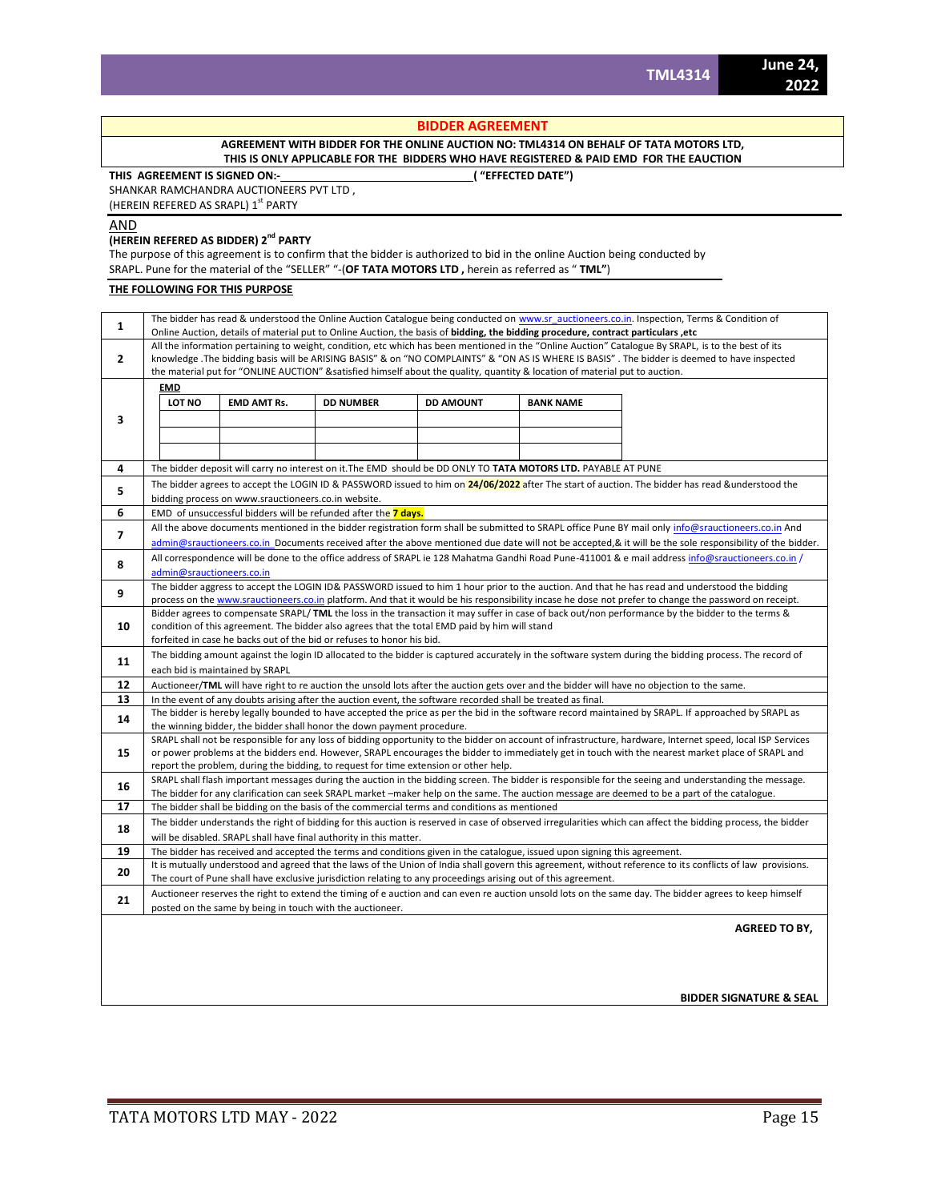## BIDDER AGREEMENT

**AGREEMENT WITH BIDDER FOR THE ONLINE AUCTION NO: TML4314 ON BEHALF OF TATA MOTORS LTD, THIS IS ONLY APPLICABLE FOR THE BIDDERS WHO HAVE REGISTERED & PAID EMD FOR THE EAUCTION**

**THIS AGREEMENT IS SIGNED ON:-\_\_\_\_\_\_\_\_\_\_\_\_\_\_\_\_\_\_\_\_\_\_\_\_\_\_\_\_\_\_\_\_\_\_\_( "EFFECTED DATE")**

SHANKAR RAMCHANDRA AUCTIONEERS PVT LTD ,

(HEREIN REFERED AS SRAPL) 1st PARTY

AND

**(HEREIN REFERED AS BIDDER) 2nd PARTY**

The purpose of this agreement is to confirm that the bidder is authorized to bid in the online Auction being conducted by SRAPL. Pune for the material of the "SELLER" "-(**OF TATA MOTORS LTD ,** herein as referred as " **TML"**)

**THE FOLLOWING FOR THIS PURPOSE**

| | |
|---|---|
| 1 | The bidder has read & understood the Online Auction Catalogue being conducted on www.sr_auctioneers.co.in. Inspection, Terms & Condition of Online Auction, details of material put to Online Auction, the basis of **bidding, the bidding procedure, contract particulars ,etc** |
| 2 | All the information pertaining to weight, condition, etc which has been mentioned in the "Online Auction" Catalogue By SRAPL, is to the best of its knowledge .The bidding basis will be ARISING BASIS" & on "NO COMPLAINTS" & "ON AS IS WHERE IS BASIS" . The bidder is deemed to have inspected the material put for "ONLINE AUCTION" &satisfied himself about the quality, quantity & location of material put to auction. |
| 3 | **EMD** (see EMD table below) |
| 4 | The bidder deposit will carry no interest on it.The EMD should be DD ONLY TO **TATA MOTORS LTD.** PAYABLE AT PUNE |
| 5 | The bidder agrees to accept the LOGIN ID & PASSWORD issued to him on **24/06/2022** after The start of auction. The bidder has read &understood the bidding process on www.srauctioneers.co.in website. |
| 6 | EMD of unsuccessful bidders will be refunded after the **7 days.** |
| 7 | All the above documents mentioned in the bidder registration form shall be submitted to SRAPL office Pune BY mail only info@srauctioneers.co.in And admin@srauctioneers.co.in Documents received after the above mentioned due date will not be accepted,& it will be the sole responsibility of the bidder. |
| 8 | All correspondence will be done to the office address of SRAPL ie 128 Mahatma Gandhi Road Pune-411001 & e mail address info@srauctioneers.co.in / admin@srauctioneers.co.in |
| 9 | The bidder aggress to accept the LOGIN ID& PASSWORD issued to him 1 hour prior to the auction. And that he has read and understood the bidding process on the www.srauctioneers.co.in platform. And that it would be his responsibility incase he dose not prefer to change the password on receipt. |
| 10 | Bidder agrees to compensate SRAPL/ **TML** the loss in the transaction it may suffer in case of back out/non performance by the bidder to the terms & condition of this agreement. The bidder also agrees that the total EMD paid by him will stand forfeited in case he backs out of the bid or refuses to honor his bid. |
| 11 | The bidding amount against the login ID allocated to the bidder is captured accurately in the software system during the bidding process. The record of each bid is maintained by SRAPL |
| 12 | Auctioneer/**TML** will have right to re auction the unsold lots after the auction gets over and the bidder will have no objection to the same. |
| 13 | In the event of any doubts arising after the auction event, the software recorded shall be treated as final. |
| 14 | The bidder is hereby legally bounded to have accepted the price as per the bid in the software record maintained by SRAPL. If approached by SRAPL as the winning bidder, the bidder shall honor the down payment procedure. |
| 15 | SRAPL shall not be responsible for any loss of bidding opportunity to the bidder on account of infrastructure, hardware, Internet speed, local ISP Services or power problems at the bidders end. However, SRAPL encourages the bidder to immediately get in touch with the nearest market place of SRAPL and report the problem, during the bidding, to request for time extension or other help. |
| 16 | SRAPL shall flash important messages during the auction in the bidding screen. The bidder is responsible for the seeing and understanding the message. The bidder for any clarification can seek SRAPL market –maker help on the same. The auction message are deemed to be a part of the catalogue. |
| 17 | The bidder shall be bidding on the basis of the commercial terms and conditions as mentioned |
| 18 | The bidder understands the right of bidding for this auction is reserved in case of observed irregularities which can affect the bidding process, the bidder will be disabled. SRAPL shall have final authority in this matter. |
| 19 | The bidder has received and accepted the terms and conditions given in the catalogue, issued upon signing this agreement. |
| 20 | It is mutually understood and agreed that the laws of the Union of India shall govern this agreement, without reference to its conflicts of law provisions. The court of Pune shall have exclusive jurisdiction relating to any proceedings arising out of this agreement. |
| 21 | Auctioneer reserves the right to extend the timing of e auction and can even re auction unsold lots on the same day. The bidder agrees to keep himself posted on the same by being in touch with the auctioneer. |

**EMD (Clause 3)**

| LOT NO | EMD AMT Rs. | DD NUMBER | DD AMOUNT | BANK NAME |
|---|---|---|---|---|
| | | | | |
| | | | | |
| | | | | |

**AGREED TO BY,**

**BIDDER SIGNATURE & SEAL**